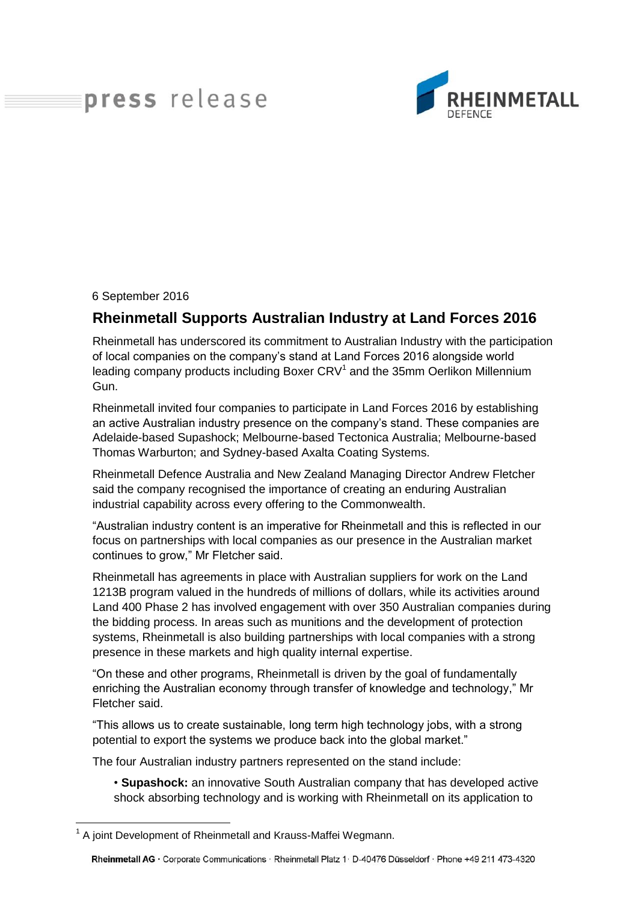press release

RHEINMETALL DEFENCE

6 September 2016

## Rheinmetall Supports Australian Industry at Land Forces 2016

Rheinmetall has underscored its commitment to Australian Industry with the participation of local companies on the company's stand at Land Forces 2016 alongside world leading company products including Boxer CRV[1] and the 35mm Oerlikon Millennium Gun.

Rheinmetall invited four companies to participate in Land Forces 2016 by establishing an active Australian industry presence on the company's stand. These companies are Adelaide-based Supashock; Melbourne-based Tectonica Australia; Melbourne-based Thomas Warburton; and Sydney-based Axalta Coating Systems.

Rheinmetall Defence Australia and New Zealand Managing Director Andrew Fletcher said the company recognised the importance of creating an enduring Australian industrial capability across every offering to the Commonwealth.

"Australian industry content is an imperative for Rheinmetall and this is reflected in our focus on partnerships with local companies as our presence in the Australian market continues to grow," Mr Fletcher said.

Rheinmetall has agreements in place with Australian suppliers for work on the Land 1213B program valued in the hundreds of millions of dollars, while its activities around Land 400 Phase 2 has involved engagement with over 350 Australian companies during the bidding process. In areas such as munitions and the development of protection systems, Rheinmetall is also building partnerships with local companies with a strong presence in these markets and high quality internal expertise.

"On these and other programs, Rheinmetall is driven by the goal of fundamentally enriching the Australian economy through transfer of knowledge and technology," Mr Fletcher said.

"This allows us to create sustainable, long term high technology jobs, with a strong potential to export the systems we produce back into the global market."

The four Australian industry partners represented on the stand include:

- **Supashock:** an innovative South Australian company that has developed active shock absorbing technology and is working with Rheinmetall on its application to

[1] A joint Development of Rheinmetall and Krauss-Maffei Wegmann.

Rheinmetall AG · Corporate Communications · Rheinmetall Platz 1 · D-40476 Düsseldorf · Phone +49 211 473-4320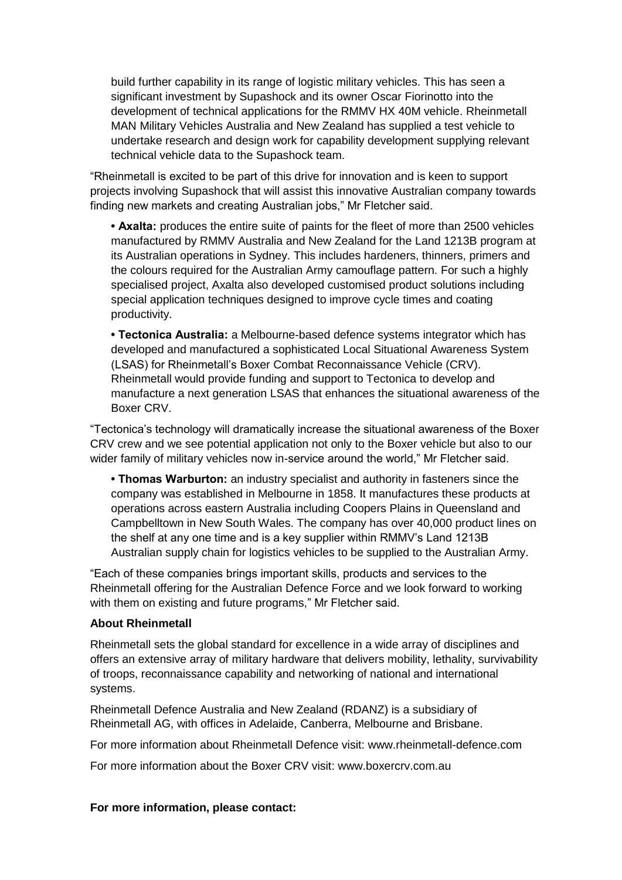build further capability in its range of logistic military vehicles. This has seen a significant investment by Supashock and its owner Oscar Fiorinotto into the development of technical applications for the RMMV HX 40M vehicle. Rheinmetall MAN Military Vehicles Australia and New Zealand has supplied a test vehicle to undertake research and design work for capability development supplying relevant technical vehicle data to the Supashock team.

"Rheinmetall is excited to be part of this drive for innovation and is keen to support projects involving Supashock that will assist this innovative Australian company towards finding new markets and creating Australian jobs," Mr Fletcher said.

- **Axalta:** produces the entire suite of paints for the fleet of more than 2500 vehicles manufactured by RMMV Australia and New Zealand for the Land 1213B program at its Australian operations in Sydney. This includes hardeners, thinners, primers and the colours required for the Australian Army camouflage pattern. For such a highly specialised project, Axalta also developed customised product solutions including special application techniques designed to improve cycle times and coating productivity.

- **Tectonica Australia:** a Melbourne-based defence systems integrator which has developed and manufactured a sophisticated Local Situational Awareness System (LSAS) for Rheinmetall's Boxer Combat Reconnaissance Vehicle (CRV). Rheinmetall would provide funding and support to Tectonica to develop and manufacture a next generation LSAS that enhances the situational awareness of the Boxer CRV.

"Tectonica's technology will dramatically increase the situational awareness of the Boxer CRV crew and we see potential application not only to the Boxer vehicle but also to our wider family of military vehicles now in-service around the world," Mr Fletcher said.

- **Thomas Warburton:** an industry specialist and authority in fasteners since the company was established in Melbourne in 1858. It manufactures these products at operations across eastern Australia including Coopers Plains in Queensland and Campbelltown in New South Wales. The company has over 40,000 product lines on the shelf at any one time and is a key supplier within RMMV's Land 1213B Australian supply chain for logistics vehicles to be supplied to the Australian Army.

"Each of these companies brings important skills, products and services to the Rheinmetall offering for the Australian Defence Force and we look forward to working with them on existing and future programs," Mr Fletcher said.

**About Rheinmetall**

Rheinmetall sets the global standard for excellence in a wide array of disciplines and offers an extensive array of military hardware that delivers mobility, lethality, survivability of troops, reconnaissance capability and networking of national and international systems.

Rheinmetall Defence Australia and New Zealand (RDANZ) is a subsidiary of Rheinmetall AG, with offices in Adelaide, Canberra, Melbourne and Brisbane.

For more information about Rheinmetall Defence visit: www.rheinmetall-defence.com

For more information about the Boxer CRV visit: www.boxercrv.com.au

**For more information, please contact:**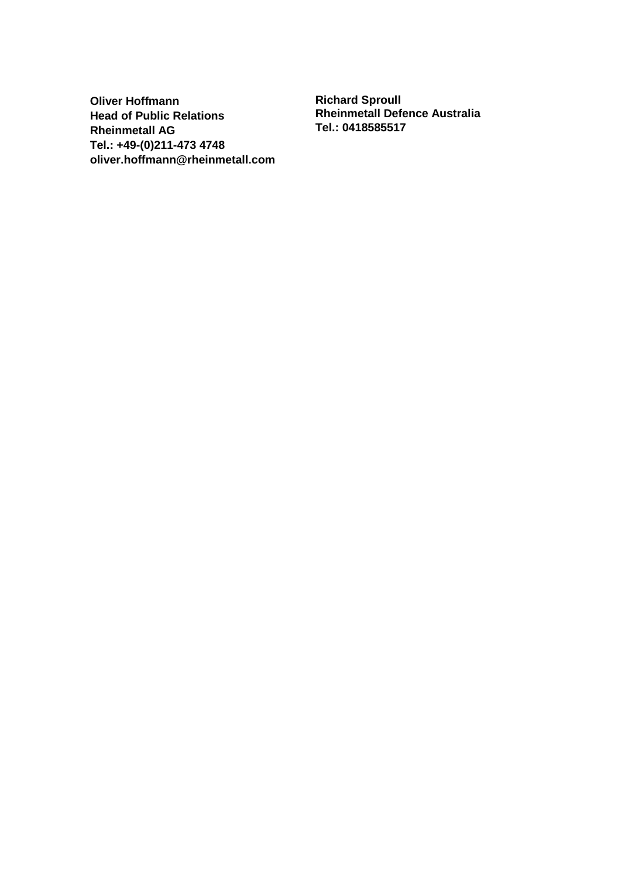**Oliver Hoffmann**
**Head of Public Relations**
**Rheinmetall AG**
**Tel.: +49-(0)211-473 4748**
**oliver.hoffmann@rheinmetall.com**

**Richard Sproull**
**Rheinmetall Defence Australia**
**Tel.: 0418585517**